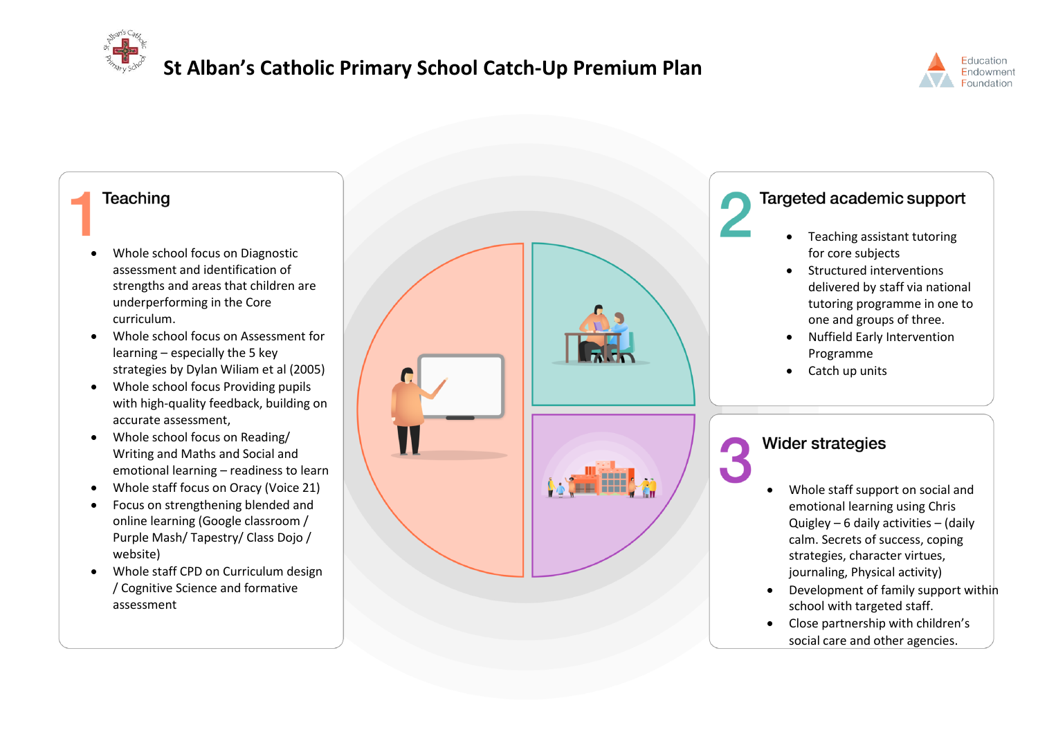# St Alban's Catholic Primary School Catch-Up Premium Plan

## 1 Teaching

- Whole school focus on Diagnostic assessment and identification of strengths and areas that children are underperforming in the Core curriculum.
- Whole school focus on Assessment for learning – especially the 5 key strategies by Dylan Wiliam et al (2005)
- Whole school focus Providing pupils with high-quality feedback, building on accurate assessment,
- Whole school focus on Reading/ Writing and Maths and Social and emotional learning – readiness to learn
- Whole staff focus on Oracy (Voice 21)
- Focus on strengthening blended and online learning (Google classroom / Purple Mash/ Tapestry/ Class Dojo / website)
- Whole staff CPD on Curriculum design / Cognitive Science and formative assessment

## 2 Targeted academic support

- Teaching assistant tutoring for core subjects
- Structured interventions delivered by staff via national tutoring programme in one to one and groups of three.
- Nuffield Early Intervention Programme
- Catch up units

## 3 Wider strategies

- Whole staff support on social and emotional learning using Chris Quigley – 6 daily activities – (daily calm. Secrets of success, coping strategies, character virtues, journaling, Physical activity)
- Development of family support within school with targeted staff.
- Close partnership with children's social care and other agencies.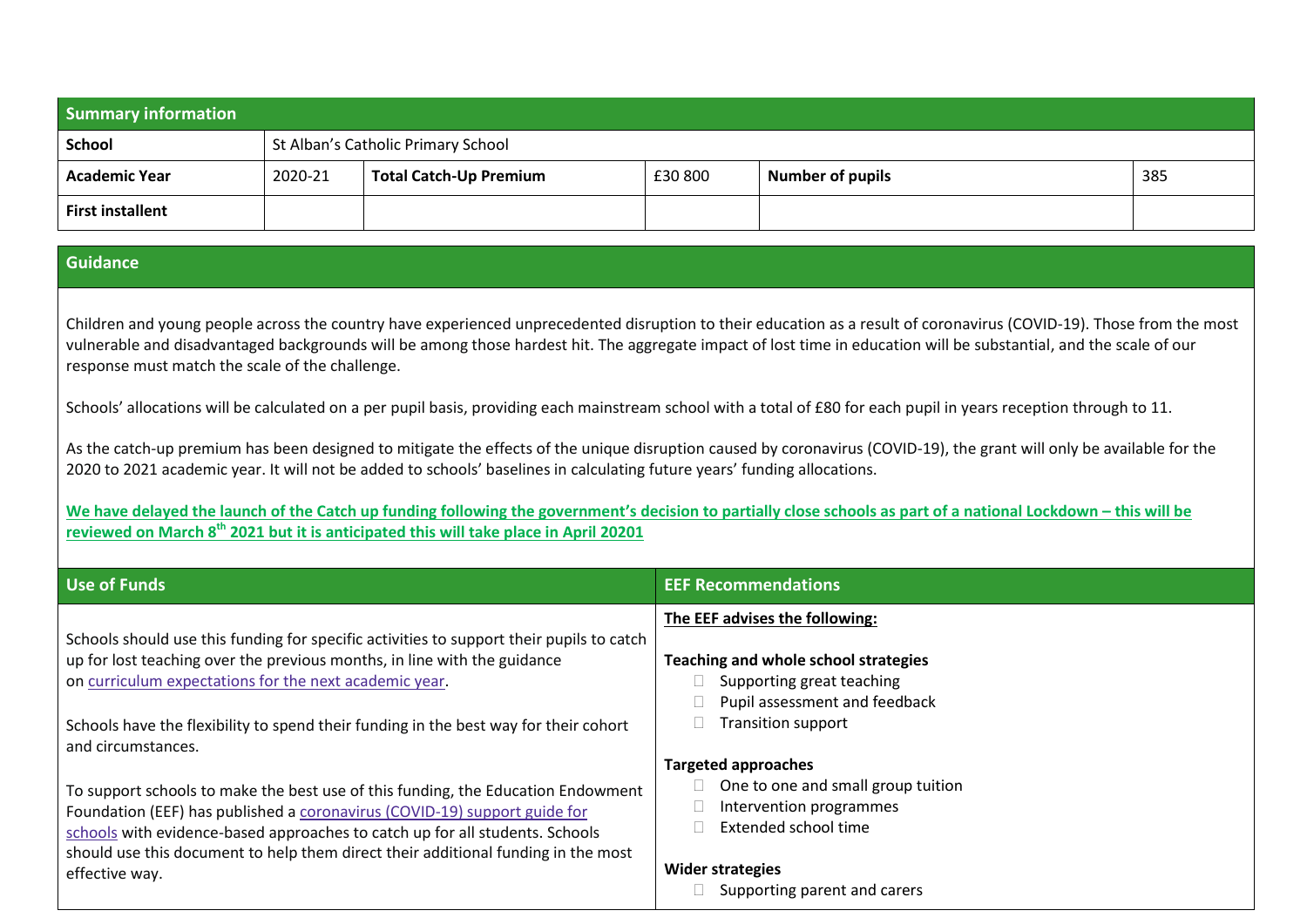| Summary information | | | | | |
|---|---|---|---|---|---|
| **School** | St Alban's Catholic Primary School | | | | |
| **Academic Year** | 2020-21 | **Total Catch-Up Premium** | £30 800 | **Number of pupils** | 385 |
| **First installent** | | | | | |

## Guidance

Children and young people across the country have experienced unprecedented disruption to their education as a result of coronavirus (COVID-19). Those from the most vulnerable and disadvantaged backgrounds will be among those hardest hit. The aggregate impact of lost time in education will be substantial, and the scale of our response must match the scale of the challenge.

Schools' allocations will be calculated on a per pupil basis, providing each mainstream school with a total of £80 for each pupil in years reception through to 11.

As the catch-up premium has been designed to mitigate the effects of the unique disruption caused by coronavirus (COVID-19), the grant will only be available for the 2020 to 2021 academic year. It will not be added to schools' baselines in calculating future years' funding allocations.

**We have delayed the launch of the Catch up funding following the government's decision to partially close schools as part of a national Lockdown – this will be reviewed on March 8th 2021 but it is anticipated this will take place in April 20201**

| Use of Funds | EEF Recommendations |
|---|---|
| Schools should use this funding for specific activities to support their pupils to catch up for lost teaching over the previous months, in line with the guidance on curriculum expectations for the next academic year.<br><br>Schools have the flexibility to spend their funding in the best way for their cohort and circumstances.<br><br>To support schools to make the best use of this funding, the Education Endowment Foundation (EEF) has published a coronavirus (COVID-19) support guide for schools with evidence-based approaches to catch up for all students. Schools should use this document to help them direct their additional funding in the most effective way. | **The EEF advises the following:**<br><br>**Teaching and whole school strategies**<br>- Supporting great teaching<br>- Pupil assessment and feedback<br>- Transition support<br><br>**Targeted approaches**<br>- One to one and small group tuition<br>- Intervention programmes<br>- Extended school time<br><br>**Wider strategies**<br>- Supporting parent and carers |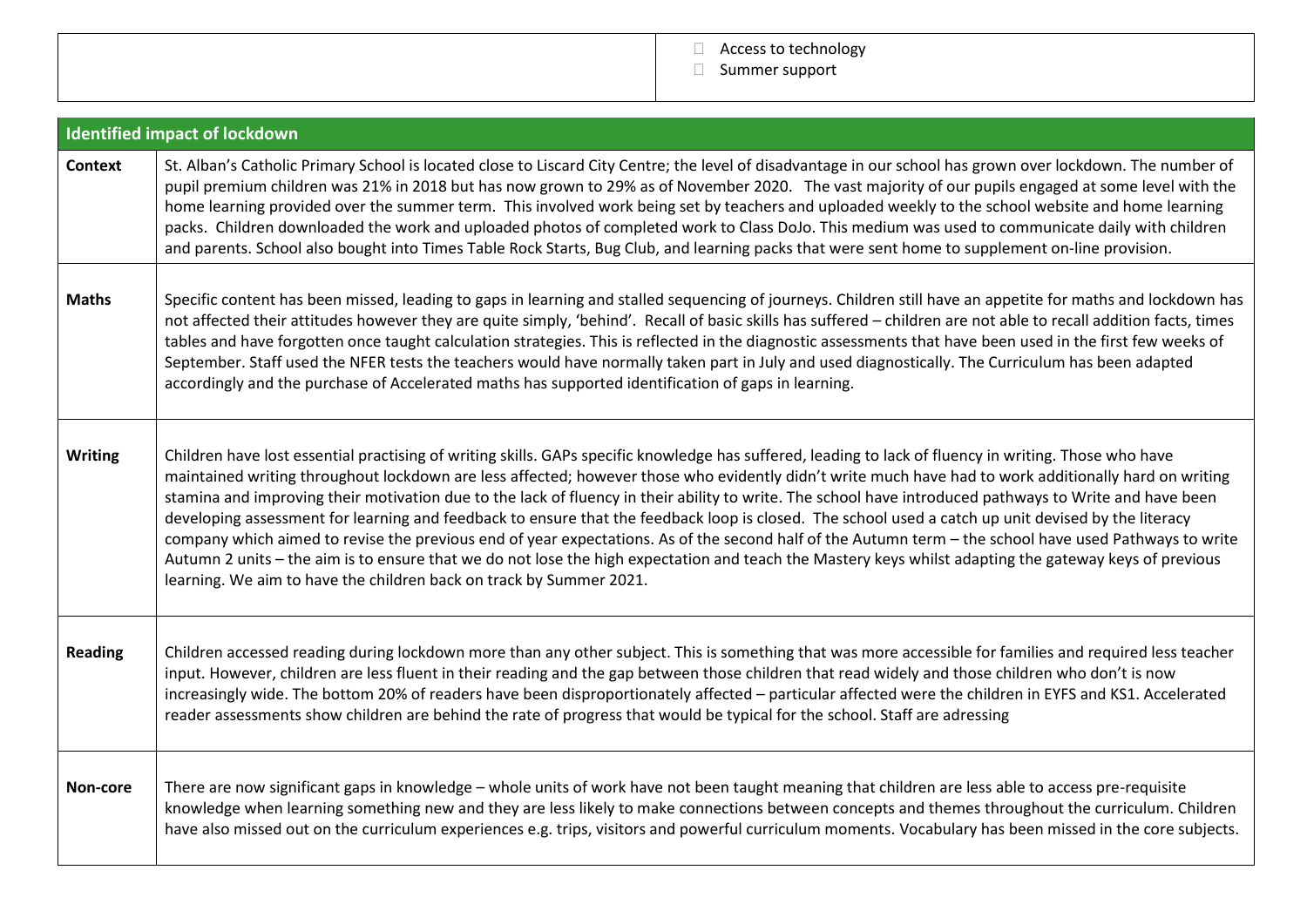| | |
|---|---|
| | - Access to technology<br>- Summer support |

| Identified impact of lockdown | |
|---|---|
| **Context** | St. Alban's Catholic Primary School is located close to Liscard City Centre; the level of disadvantage in our school has grown over lockdown. The number of pupil premium children was 21% in 2018 but has now grown to 29% as of November 2020. The vast majority of our pupils engaged at some level with the home learning provided over the summer term. This involved work being set by teachers and uploaded weekly to the school website and home learning packs. Children downloaded the work and uploaded photos of completed work to Class DoJo. This medium was used to communicate daily with children and parents. School also bought into Times Table Rock Starts, Bug Club, and learning packs that were sent home to supplement on-line provision. |
| **Maths** | Specific content has been missed, leading to gaps in learning and stalled sequencing of journeys. Children still have an appetite for maths and lockdown has not affected their attitudes however they are quite simply, 'behind'. Recall of basic skills has suffered – children are not able to recall addition facts, times tables and have forgotten once taught calculation strategies. This is reflected in the diagnostic assessments that have been used in the first few weeks of September. Staff used the NFER tests the teachers would have normally taken part in July and used diagnostically. The Curriculum has been adapted accordingly and the purchase of Accelerated maths has supported identification of gaps in learning. |
| **Writing** | Children have lost essential practising of writing skills. GAPs specific knowledge has suffered, leading to lack of fluency in writing. Those who have maintained writing throughout lockdown are less affected; however those who evidently didn't write much have had to work additionally hard on writing stamina and improving their motivation due to the lack of fluency in their ability to write. The school have introduced pathways to Write and have been developing assessment for learning and feedback to ensure that the feedback loop is closed. The school used a catch up unit devised by the literacy company which aimed to revise the previous end of year expectations. As of the second half of the Autumn term – the school have used Pathways to write Autumn 2 units – the aim is to ensure that we do not lose the high expectation and teach the Mastery keys whilst adapting the gateway keys of previous learning. We aim to have the children back on track by Summer 2021. |
| **Reading** | Children accessed reading during lockdown more than any other subject. This is something that was more accessible for families and required less teacher input. However, children are less fluent in their reading and the gap between those children that read widely and those children who don't is now increasingly wide. The bottom 20% of readers have been disproportionately affected – particular affected were the children in EYFS and KS1. Accelerated reader assessments show children are behind the rate of progress that would be typical for the school. Staff are adressing |
| **Non-core** | There are now significant gaps in knowledge – whole units of work have not been taught meaning that children are less able to access pre-requisite knowledge when learning something new and they are less likely to make connections between concepts and themes throughout the curriculum. Children have also missed out on the curriculum experiences e.g. trips, visitors and powerful curriculum moments. Vocabulary has been missed in the core subjects. |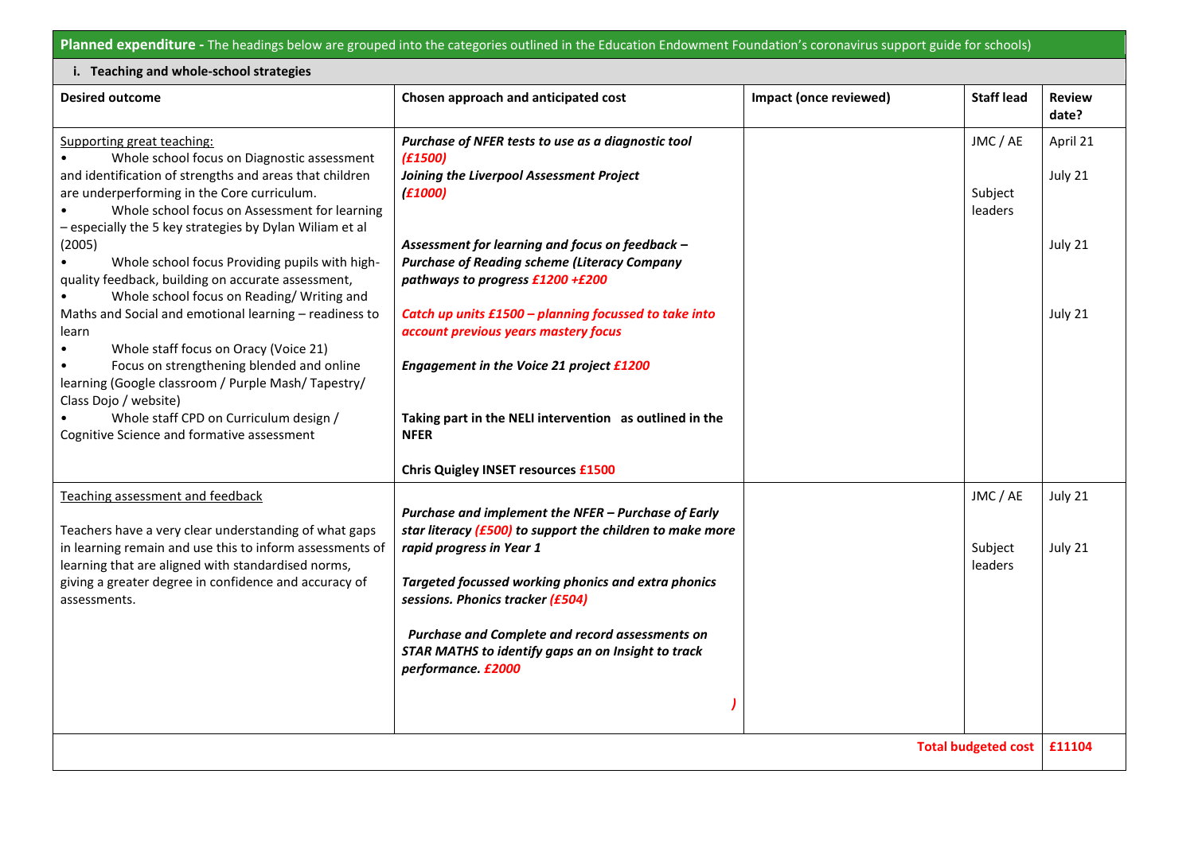**Planned expenditure -** The headings below are grouped into the categories outlined in the Education Endowment Foundation's coronavirus support guide for schools)

**i. Teaching and whole-school strategies**

| **Desired outcome** | **Chosen approach and anticipated cost** | **Impact (once reviewed)** | **Staff lead** | **Review date?** |
|---|---|---|---|---|
| Supporting great teaching:<br>• Whole school focus on Diagnostic assessment and identification of strengths and areas that children are underperforming in the Core curriculum.<br>• Whole school focus on Assessment for learning – especially the 5 key strategies by Dylan Wiliam et al (2005)<br>• Whole school focus Providing pupils with high-quality feedback, building on accurate assessment,<br>• Whole school focus on Reading/ Writing and Maths and Social and emotional learning – readiness to learn<br>• Whole staff focus on Oracy (Voice 21)<br>• Focus on strengthening blended and online learning (Google classroom / Purple Mash/ Tapestry/ Class Dojo / website)<br>• Whole staff CPD on Curriculum design / Cognitive Science and formative assessment | ***Purchase of NFER tests to use as a diagnostic tool (£1500)***<br>***Joining the Liverpool Assessment Project (£1000)***<br><br>***Assessment for learning and focus on feedback – Purchase of Reading scheme (Literacy Company pathways to progress £1200 +£200***<br><br>***Catch up units £1500 – planning focussed to take into account previous years mastery focus***<br><br>***Engagement in the Voice 21 project £1200***<br><br>**Taking part in the NELI intervention as outlined in the NFER**<br><br>**Chris Quigley INSET resources £1500** | | JMC / AE<br><br>Subject leaders | April 21<br><br>July 21<br><br>July 21<br><br>July 21 |
| Teaching assessment and feedback<br><br>Teachers have a very clear understanding of what gaps in learning remain and use this to inform assessments of learning that are aligned with standardised norms, giving a greater degree in confidence and accuracy of assessments. | ***Purchase and implement the NFER – Purchase of Early star literacy (£500) to support the children to make more rapid progress in Year 1***<br><br>***Targeted focussed working phonics and extra phonics sessions. Phonics tracker (£504)***<br><br>***Purchase and Complete and record assessments on STAR MATHS to identify gaps an on Insight to track performance. £2000***<br><br>***)*** | | JMC / AE<br><br>Subject leaders | July 21<br><br>July 21 |
| | | | **Total budgeted cost** | **£11104** |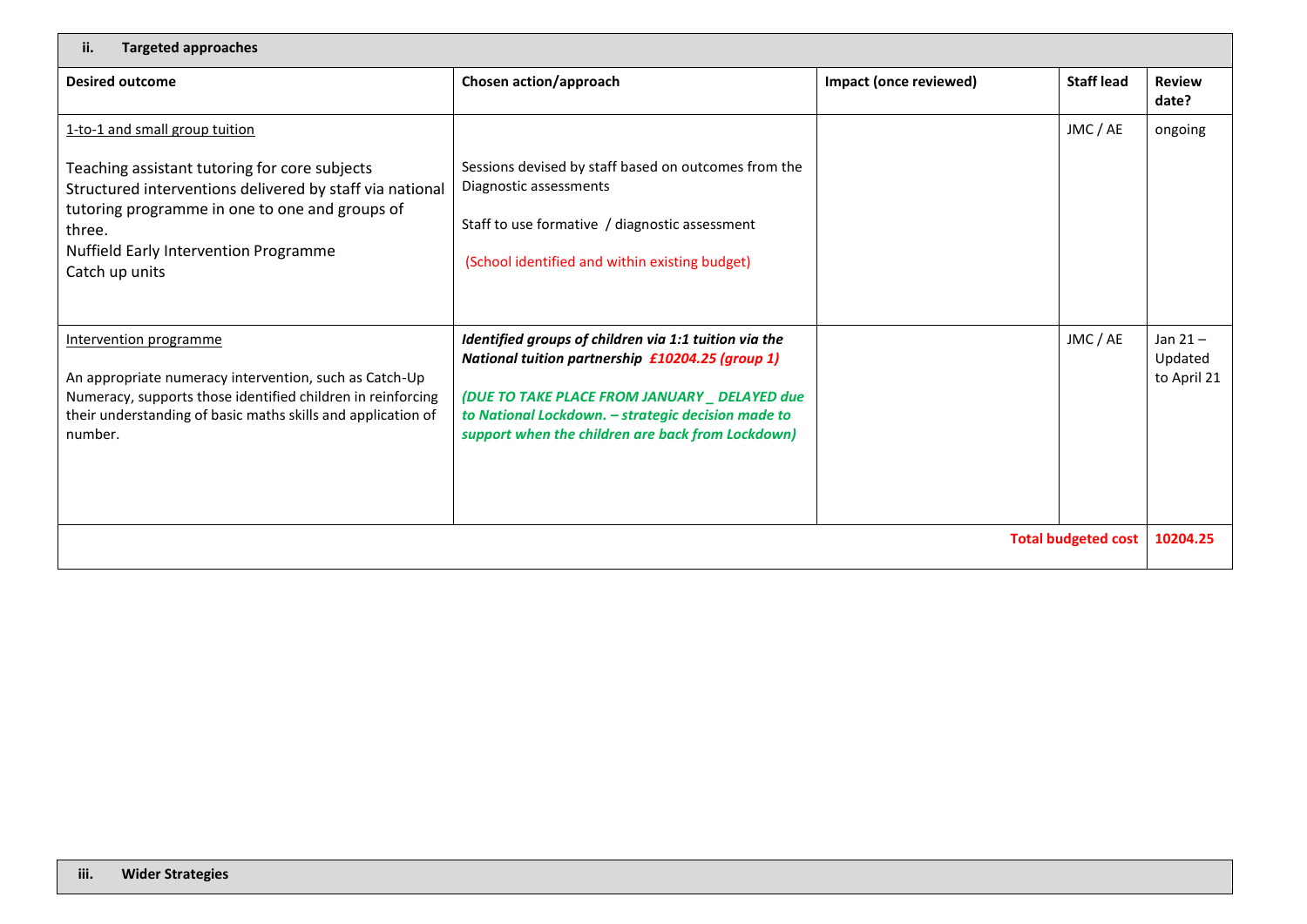## ii. Targeted approaches

| Desired outcome | Chosen action/approach | Impact (once reviewed) | Staff lead | Review date? |
|---|---|---|---|---|
| 1-to-1 and small group tuition<br><br>Teaching assistant tutoring for core subjects<br>Structured interventions delivered by staff via national tutoring programme in one to one and groups of three.<br>Nuffield Early Intervention Programme<br>Catch up units | Sessions devised by staff based on outcomes from the Diagnostic assessments<br><br>Staff to use formative / diagnostic assessment<br><br>(School identified and within existing budget) | | JMC / AE | ongoing |
| Intervention programme<br><br>An appropriate numeracy intervention, such as Catch-Up Numeracy, supports those identified children in reinforcing their understanding of basic maths skills and application of number. | ***Identified groups of children via 1:1 tuition via the National tuition partnership £10204.25 (group 1)***<br><br>***(DUE TO TAKE PLACE FROM JANUARY _ DELAYED due to National Lockdown. – strategic decision made to support when the children are back from Lockdown)*** | | JMC / AE | Jan 21 – Updated to April 21 |
| | | | **Total budgeted cost** | **10204.25** |

## iii. Wider Strategies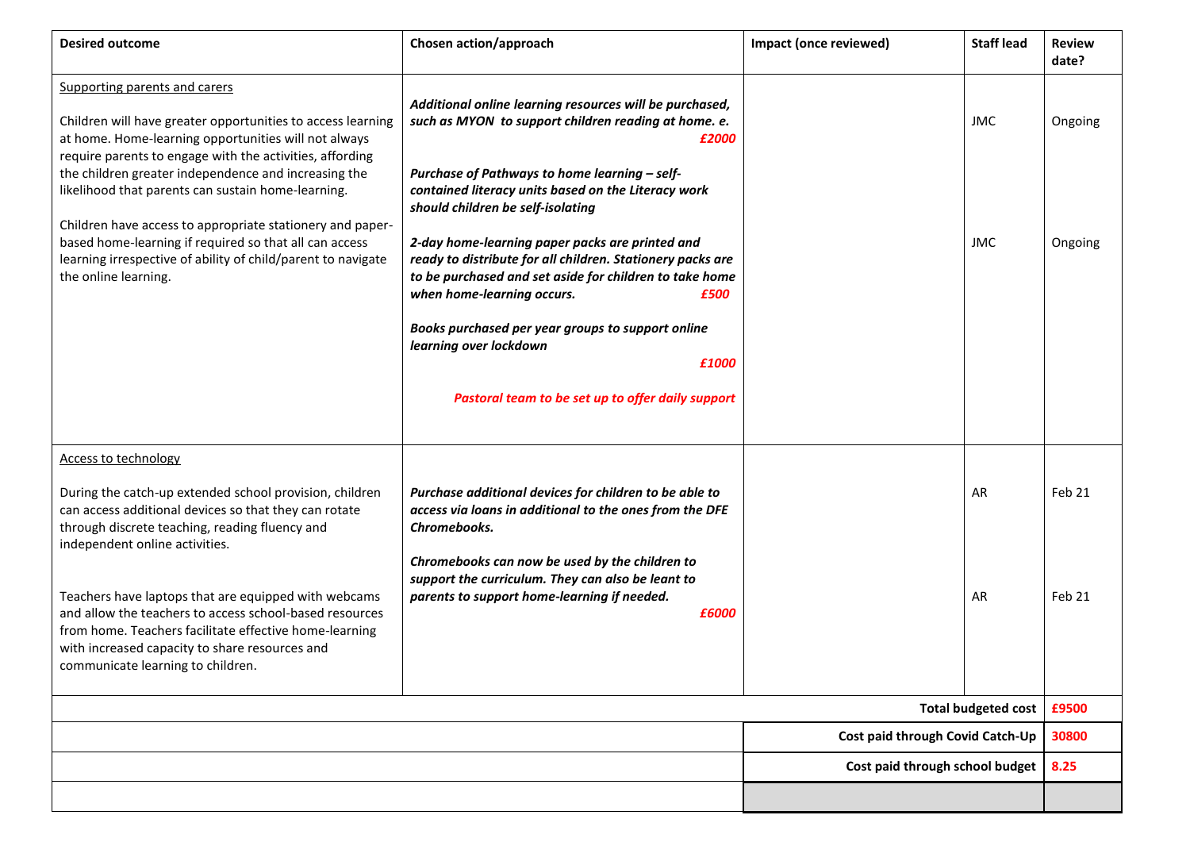| Desired outcome | Chosen action/approach | Impact (once reviewed) | Staff lead | Review date? |
|---|---|---|---|---|
| Supporting parents and carers<br><br>Children will have greater opportunities to access learning at home. Home-learning opportunities will not always require parents to engage with the activities, affording the children greater independence and increasing the likelihood that parents can sustain home-learning.<br><br>Children have access to appropriate stationery and paper-based home-learning if required so that all can access learning irrespective of ability of child/parent to navigate the online learning. | ***Additional online learning resources will be purchased, such as MYON to support children reading at home. e. £2000***<br><br>***Purchase of Pathways to home learning – self-contained literacy units based on the Literacy work should children be self-isolating***<br><br>***2-day home-learning paper packs are printed and ready to distribute for all children. Stationery packs are to be purchased and set aside for children to take home when home-learning occurs. £500***<br><br>***Books purchased per year groups to support online learning over lockdown £1000***<br><br>***Pastoral team to be set up to offer daily support*** | | JMC<br><br>JMC | Ongoing<br><br>Ongoing |
| Access to technology<br><br>During the catch-up extended school provision, children can access additional devices so that they can rotate through discrete teaching, reading fluency and independent online activities.<br><br>Teachers have laptops that are equipped with webcams and allow the teachers to access school-based resources from home. Teachers facilitate effective home-learning with increased capacity to share resources and communicate learning to children. | ***Purchase additional devices for children to be able to access via loans in additional to the ones from the DFE Chromebooks.***<br><br>***Chromebooks can now be used by the children to support the curriculum. They can also be leant to parents to support home-learning if needed. £6000*** | | AR<br><br>AR | Feb 21<br><br>Feb 21 |
| | | | **Total budgeted cost** | **£9500** |
| | | | **Cost paid through Covid Catch-Up** | **30800** |
| | | | **Cost paid through school budget** | **8.25** |
| | | | | |